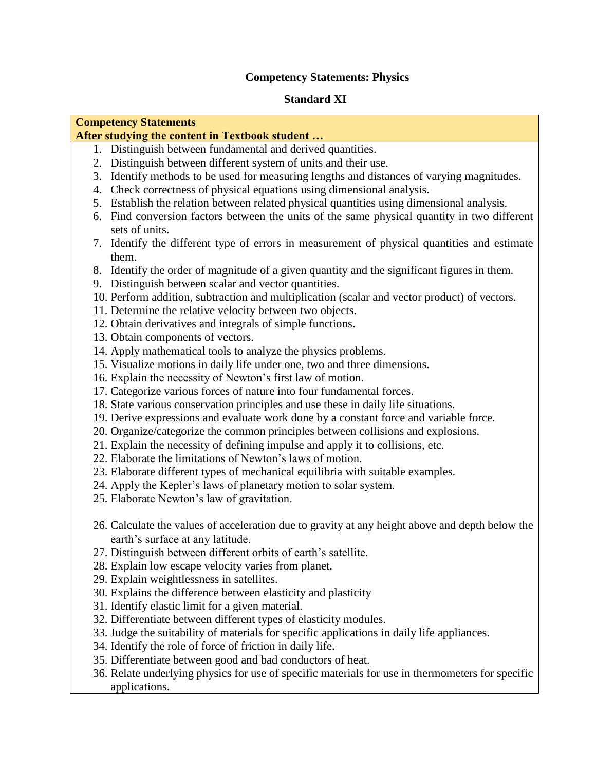**Competency Statements: Physics**

**Standard XI**

| **Competency Statements**<br>**After studying the content in Textbook student …** |
|---|
| 1. Distinguish between fundamental and derived quantities.<br>2. Distinguish between different system of units and their use.<br>3. Identify methods to be used for measuring lengths and distances of varying magnitudes.<br>4. Check correctness of physical equations using dimensional analysis.<br>5. Establish the relation between related physical quantities using dimensional analysis.<br>6. Find conversion factors between the units of the same physical quantity in two different sets of units.<br>7. Identify the different type of errors in measurement of physical quantities and estimate them.<br>8. Identify the order of magnitude of a given quantity and the significant figures in them.<br>9. Distinguish between scalar and vector quantities.<br>10. Perform addition, subtraction and multiplication (scalar and vector product) of vectors.<br>11. Determine the relative velocity between two objects.<br>12. Obtain derivatives and integrals of simple functions.<br>13. Obtain components of vectors.<br>14. Apply mathematical tools to analyze the physics problems.<br>15. Visualize motions in daily life under one, two and three dimensions.<br>16. Explain the necessity of Newton's first law of motion.<br>17. Categorize various forces of nature into four fundamental forces.<br>18. State various conservation principles and use these in daily life situations.<br>19. Derive expressions and evaluate work done by a constant force and variable force.<br>20. Organize/categorize the common principles between collisions and explosions.<br>21. Explain the necessity of defining impulse and apply it to collisions, etc.<br>22. Elaborate the limitations of Newton's laws of motion.<br>23. Elaborate different types of mechanical equilibria with suitable examples.<br>24. Apply the Kepler's laws of planetary motion to solar system.<br>25. Elaborate Newton's law of gravitation.<br>26. Calculate the values of acceleration due to gravity at any height above and depth below the earth's surface at any latitude.<br>27. Distinguish between different orbits of earth's satellite.<br>28. Explain low escape velocity varies from planet.<br>29. Explain weightlessness in satellites.<br>30. Explains the difference between elasticity and plasticity<br>31. Identify elastic limit for a given material.<br>32. Differentiate between different types of elasticity modules.<br>33. Judge the suitability of materials for specific applications in daily life appliances.<br>34. Identify the role of force of friction in daily life.<br>35. Differentiate between good and bad conductors of heat.<br>36. Relate underlying physics for use of specific materials for use in thermometers for specific applications. |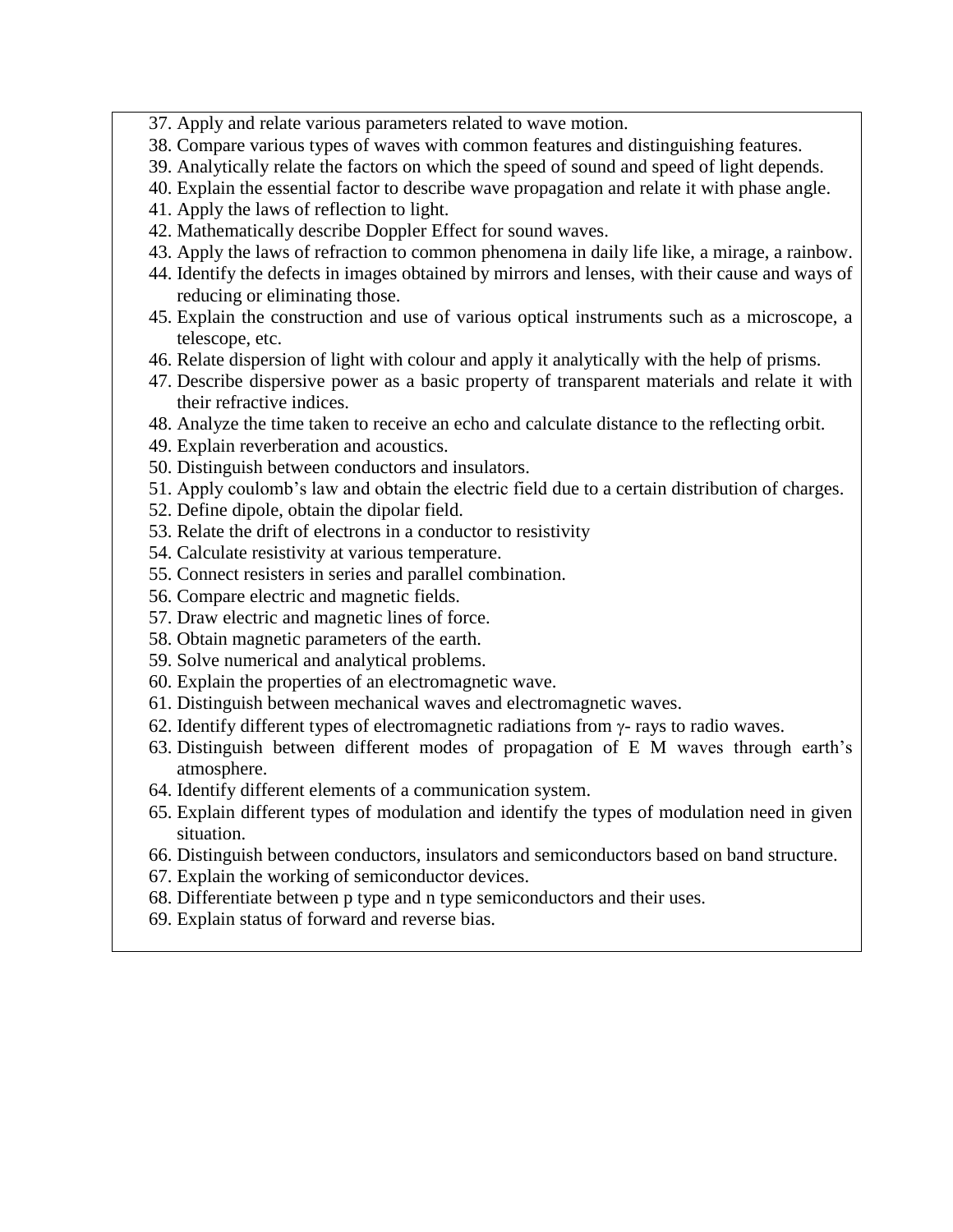37. Apply and relate various parameters related to wave motion.
38. Compare various types of waves with common features and distinguishing features.
39. Analytically relate the factors on which the speed of sound and speed of light depends.
40. Explain the essential factor to describe wave propagation and relate it with phase angle.
41. Apply the laws of reflection to light.
42. Mathematically describe Doppler Effect for sound waves.
43. Apply the laws of refraction to common phenomena in daily life like, a mirage, a rainbow.
44. Identify the defects in images obtained by mirrors and lenses, with their cause and ways of reducing or eliminating those.
45. Explain the construction and use of various optical instruments such as a microscope, a telescope, etc.
46. Relate dispersion of light with colour and apply it analytically with the help of prisms.
47. Describe dispersive power as a basic property of transparent materials and relate it with their refractive indices.
48. Analyze the time taken to receive an echo and calculate distance to the reflecting orbit.
49. Explain reverberation and acoustics.
50. Distinguish between conductors and insulators.
51. Apply coulomb's law and obtain the electric field due to a certain distribution of charges.
52. Define dipole, obtain the dipolar field.
53. Relate the drift of electrons in a conductor to resistivity
54. Calculate resistivity at various temperature.
55. Connect resisters in series and parallel combination.
56. Compare electric and magnetic fields.
57. Draw electric and magnetic lines of force.
58. Obtain magnetic parameters of the earth.
59. Solve numerical and analytical problems.
60. Explain the properties of an electromagnetic wave.
61. Distinguish between mechanical waves and electromagnetic waves.
62. Identify different types of electromagnetic radiations from $\gamma$- rays to radio waves.
63. Distinguish between different modes of propagation of E M waves through earth's atmosphere.
64. Identify different elements of a communication system.
65. Explain different types of modulation and identify the types of modulation need in given situation.
66. Distinguish between conductors, insulators and semiconductors based on band structure.
67. Explain the working of semiconductor devices.
68. Differentiate between p type and n type semiconductors and their uses.
69. Explain status of forward and reverse bias.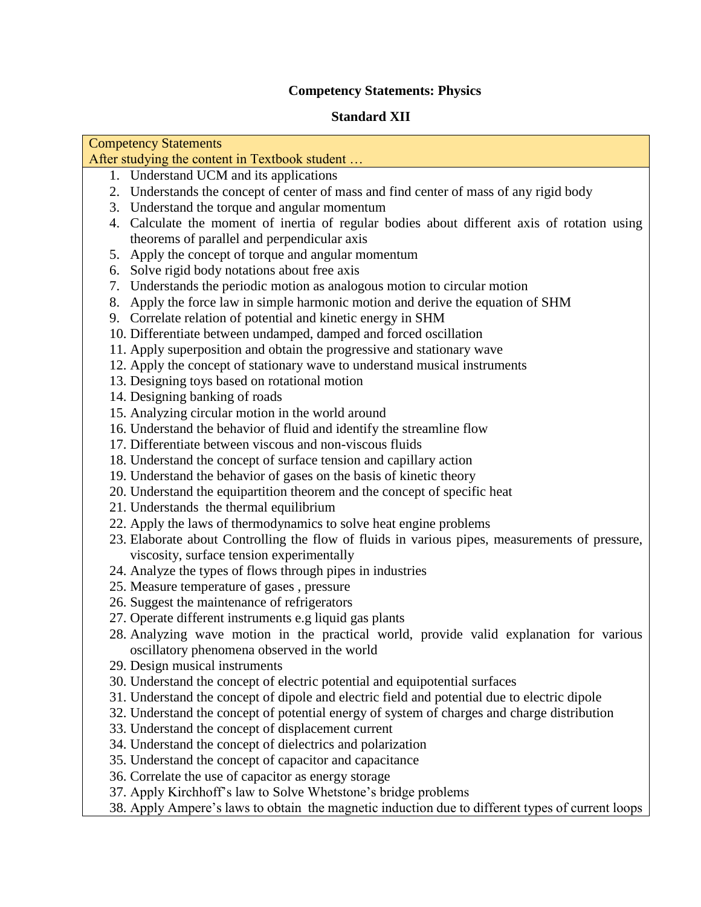**Competency Statements: Physics**

**Standard XII**

| Competency Statements<br>After studying the content in Textbook student … |
|---|
| 1. Understand UCM and its applications<br>2. Understands the concept of center of mass and find center of mass of any rigid body<br>3. Understand the torque and angular momentum<br>4. Calculate the moment of inertia of regular bodies about different axis of rotation using theorems of parallel and perpendicular axis<br>5. Apply the concept of torque and angular momentum<br>6. Solve rigid body notations about free axis<br>7. Understands the periodic motion as analogous motion to circular motion<br>8. Apply the force law in simple harmonic motion and derive the equation of SHM<br>9. Correlate relation of potential and kinetic energy in SHM<br>10. Differentiate between undamped, damped and forced oscillation<br>11. Apply superposition and obtain the progressive and stationary wave<br>12. Apply the concept of stationary wave to understand musical instruments<br>13. Designing toys based on rotational motion<br>14. Designing banking of roads<br>15. Analyzing circular motion in the world around<br>16. Understand the behavior of fluid and identify the streamline flow<br>17. Differentiate between viscous and non-viscous fluids<br>18. Understand the concept of surface tension and capillary action<br>19. Understand the behavior of gases on the basis of kinetic theory<br>20. Understand the equipartition theorem and the concept of specific heat<br>21. Understands the thermal equilibrium<br>22. Apply the laws of thermodynamics to solve heat engine problems<br>23. Elaborate about Controlling the flow of fluids in various pipes, measurements of pressure, viscosity, surface tension experimentally<br>24. Analyze the types of flows through pipes in industries<br>25. Measure temperature of gases , pressure<br>26. Suggest the maintenance of refrigerators<br>27. Operate different instruments e.g liquid gas plants<br>28. Analyzing wave motion in the practical world, provide valid explanation for various oscillatory phenomena observed in the world<br>29. Design musical instruments<br>30. Understand the concept of electric potential and equipotential surfaces<br>31. Understand the concept of dipole and electric field and potential due to electric dipole<br>32. Understand the concept of potential energy of system of charges and charge distribution<br>33. Understand the concept of displacement current<br>34. Understand the concept of dielectrics and polarization<br>35. Understand the concept of capacitor and capacitance<br>36. Correlate the use of capacitor as energy storage<br>37. Apply Kirchhoff's law to Solve Whetstone's bridge problems<br>38. Apply Ampere's laws to obtain the magnetic induction due to different types of current loops |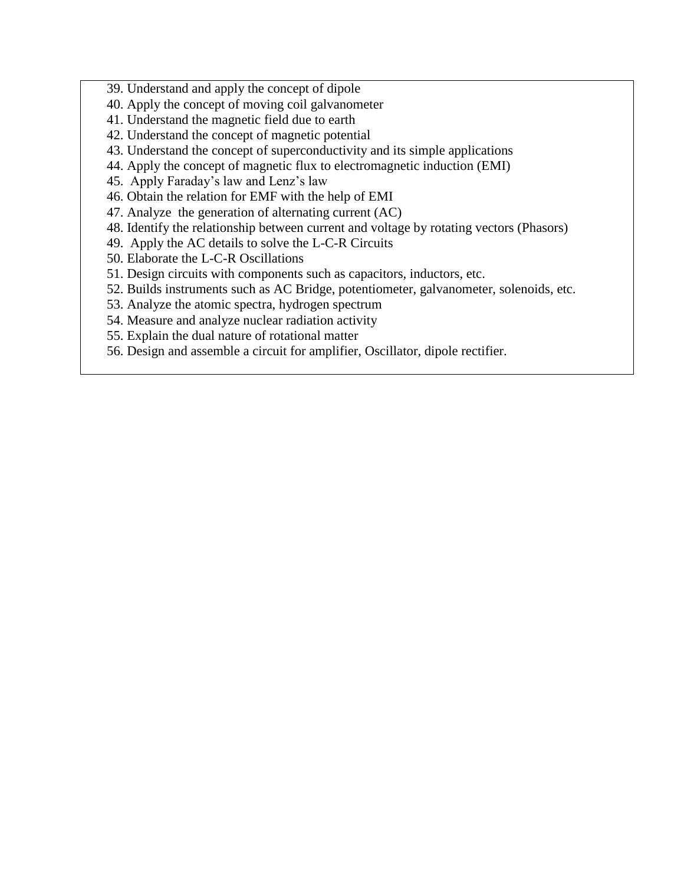39. Understand and apply the concept of dipole
40. Apply the concept of moving coil galvanometer
41. Understand the magnetic field due to earth
42. Understand the concept of magnetic potential
43. Understand the concept of superconductivity and its simple applications
44. Apply the concept of magnetic flux to electromagnetic induction (EMI)
45. Apply Faraday's law and Lenz's law
46. Obtain the relation for EMF with the help of EMI
47. Analyze the generation of alternating current (AC)
48. Identify the relationship between current and voltage by rotating vectors (Phasors)
49. Apply the AC details to solve the L-C-R Circuits
50. Elaborate the L-C-R Oscillations
51. Design circuits with components such as capacitors, inductors, etc.
52. Builds instruments such as AC Bridge, potentiometer, galvanometer, solenoids, etc.
53. Analyze the atomic spectra, hydrogen spectrum
54. Measure and analyze nuclear radiation activity
55. Explain the dual nature of rotational matter
56. Design and assemble a circuit for amplifier, Oscillator, dipole rectifier.